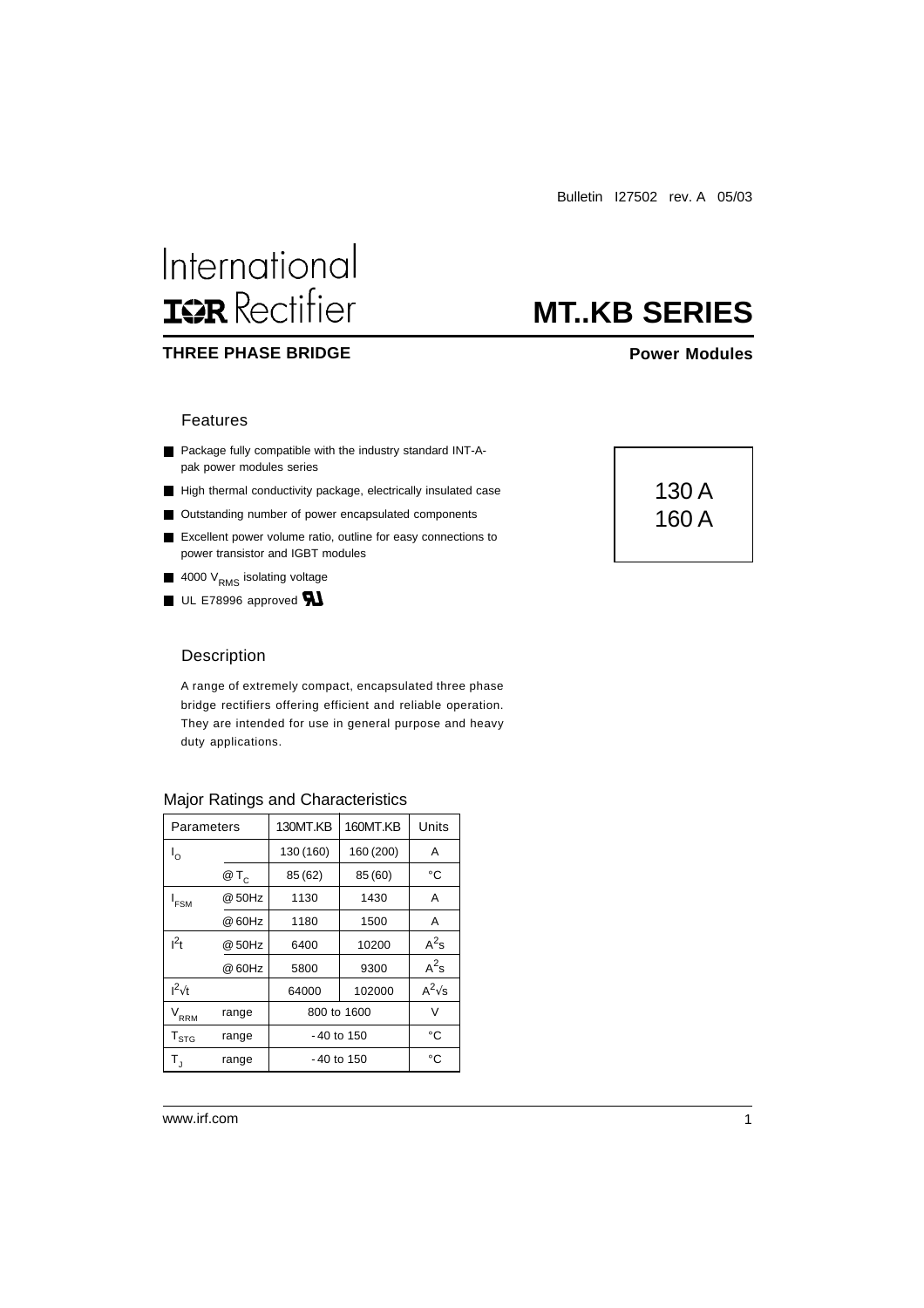Bulletin I27502 rev. A 05/03

International
**IOR** Rectifier

# MT..KB SERIES

**THREE PHASE BRIDGE** **Power Modules**

## Features

- Package fully compatible with the industry standard INT-A-pak power modules series
- High thermal conductivity package, electrically insulated case
- Outstanding number of power encapsulated components
- Excellent power volume ratio, outline for easy connections to power transistor and IGBT modules
- 4000 $V_{RMS}$ isolating voltage
- UL E78996 approved

130 A
160 A

## Description

A range of extremely compact, encapsulated three phase bridge rectifiers offering efficient and reliable operation. They are intended for use in general purpose and heavy duty applications.

## Major Ratings and Characteristics

| Parameters | | 130MT.KB | 160MT.KB | Units |
|---|---|---|---|---|
| $I_O$ | | 130 (160) | 160 (200) | A |
| | @ $T_C$ | 85 (62) | 85 (60) | °C |
| $I_{FSM}$ | @ 50Hz | 1130 | 1430 | A |
| | @ 60Hz | 1180 | 1500 | A |
| $I^2t$ | @ 50Hz | 6400 | 10200 | $A^2s$ |
| | @ 60Hz | 5800 | 9300 | $A^2s$ |
| $I^2\sqrt{t}$ | | 64000 | 102000 | $A^2\sqrt{s}$ |
| $V_{RRM}$ | range | 800 to 1600 | | V |
| $T_{STG}$ | range | - 40 to 150 | | °C |
| $T_J$ | range | - 40 to 150 | | °C |

www.irf.com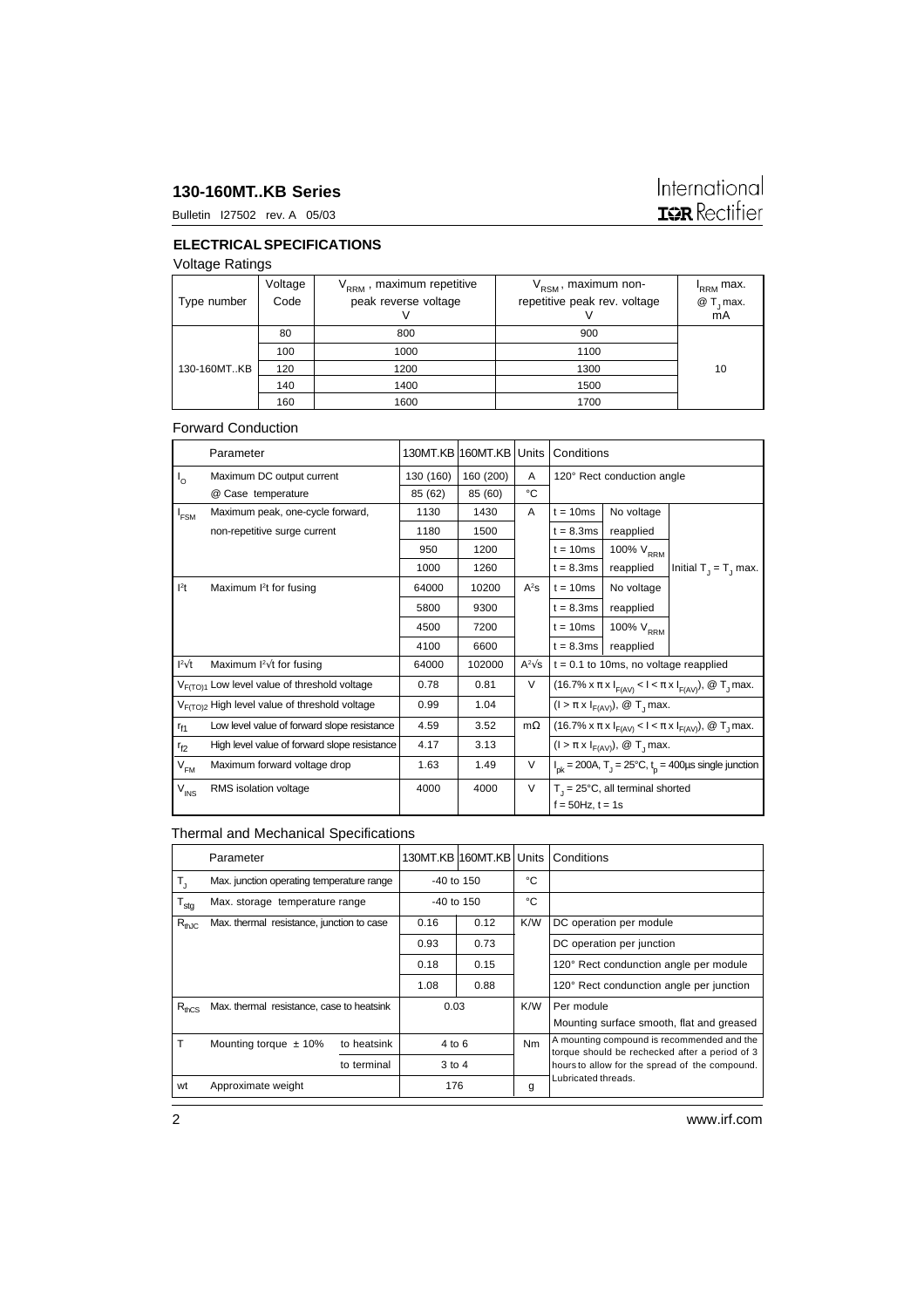## ELECTRICAL SPECIFICATIONS

### Voltage Ratings

| Type number | Voltage Code | $V_{RRM}$ , maximum repetitive peak reverse voltage V | $V_{RSM}$ , maximum non-repetitive peak rev. voltage V | $I_{RRM}$ max. @ $T_J$ max. mA |
|---|---|---|---|---|
| 130-160MT..KB | 80 | 800 | 900 | 10 |
| | 100 | 1000 | 1100 | |
| | 120 | 1200 | 1300 | |
| | 140 | 1400 | 1500 | |
| | 160 | 1600 | 1700 | |

### Forward Conduction

| | Parameter | 130MT.KB | 160MT.KB | Units | Conditions | | |
|---|---|---|---|---|---|---|---|
| $I_O$ | Maximum DC output current | 130 (160) | 160 (200) | A | 120° Rect conduction angle | | |
| | @ Case temperature | 85 (62) | 85 (60) | °C | | | |
| $I_{FSM}$ | Maximum peak, one-cycle forward, | 1130 | 1430 | A | t = 10ms | No voltage | |
| | non-repetitive surge current | 1180 | 1500 | | t = 8.3ms | reapplied | |
| | | 950 | 1200 | | t = 10ms | 100% $V_{RRM}$ | |
| | | 1000 | 1260 | | t = 8.3ms | reapplied | Initial $T_J = T_J$ max. |
| $I^2t$ | Maximum $I^2t$ for fusing | 64000 | 10200 | $A^2s$ | t = 10ms | No voltage | |
| | | 5800 | 9300 | | t = 8.3ms | reapplied | |
| | | 4500 | 7200 | | t = 10ms | 100% $V_{RRM}$ | |
| | | 4100 | 6600 | | t = 8.3ms | reapplied | |
| $I^2\sqrt{t}$ | Maximum $I^2\sqrt{t}$ for fusing | 64000 | 102000 | $A^2\sqrt{s}$ | t = 0.1 to 10ms, no voltage reapplied | | |
| $V_{F(TO)1}$ | Low level value of threshold voltage | 0.78 | 0.81 | V | $(16.7\% \times \pi \times I_{F(AV)} < I < \pi \times I_{F(AV)})$, @ $T_J$ max. | | |
| $V_{F(TO)2}$ | High level value of threshold voltage | 0.99 | 1.04 | | $(I > \pi \times I_{F(AV)})$, @ $T_J$ max. | | |
| $r_{f1}$ | Low level value of forward slope resistance | 4.59 | 3.52 | mΩ | $(16.7\% \times \pi \times I_{F(AV)} < I < \pi \times I_{F(AV)})$, @ $T_J$ max. | | |
| $r_{f2}$ | High level value of forward slope resistance | 4.17 | 3.13 | | $(I > \pi \times I_{F(AV)})$, @ $T_J$ max. | | |
| $V_{FM}$ | Maximum forward voltage drop | 1.63 | 1.49 | V | $I_{pk}$ = 200A, $T_J$ = 25°C, $t_p$ = 400µs single junction | | |
| $V_{INS}$ | RMS isolation voltage | 4000 | 4000 | V | $T_J$ = 25°C, all terminal shorted f = 50Hz, t = 1s | | |

### Thermal and Mechanical Specifications

| | Parameter | | 130MT.KB | 160MT.KB | Units | Conditions |
|---|---|---|---|---|---|---|
| $T_J$ | Max. junction operating temperature range | | -40 to 150 | | °C | |
| $T_{stg}$ | Max. storage temperature range | | -40 to 150 | | °C | |
| $R_{thJC}$ | Max. thermal resistance, junction to case | | 0.16 | 0.12 | K/W | DC operation per module |
| | | | 0.93 | 0.73 | | DC operation per junction |
| | | | 0.18 | 0.15 | | 120° Rect condunction angle per module |
| | | | 1.08 | 0.88 | | 120° Rect condunction angle per junction |
| $R_{thCS}$ | Max. thermal resistance, case to heatsink | | 0.03 | | K/W | Per module. Mounting surface smooth, flat and greased |
| T | Mounting torque ± 10% | to heatsink | 4 to 6 | | Nm | A mounting compound is recommended and the torque should be rechecked after a period of 3 hours to allow for the spread of the compound. Lubricated threads. |
| | | to terminal | 3 to 4 | | | |
| wt | Approximate weight | | 176 | | g | |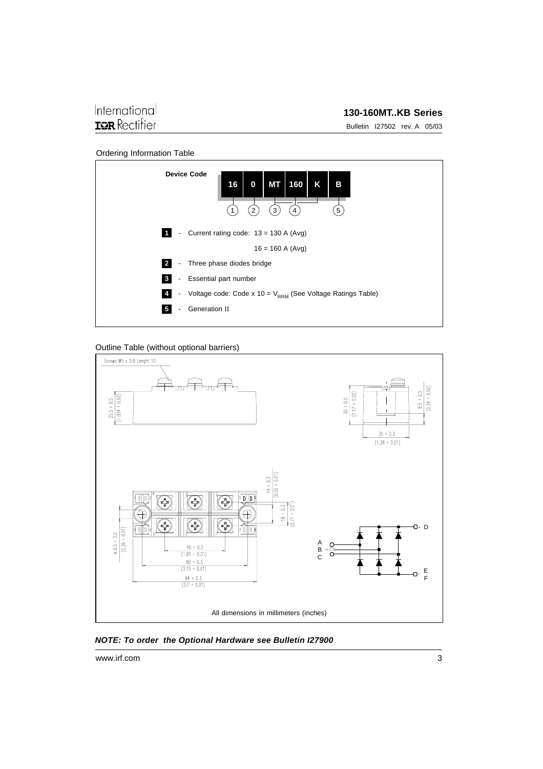## Ordering Information Table

**Device Code**

| 16 | 0 | MT | 160 | K | B |
|---|---|---|---|---|---|
| 1 | 2 | 3 | 4 | | 5 |

**1** - Current rating code: 13 = 130 A (Avg)

16 = 160 A (Avg)

**2** - Three phase diodes bridge

**3** - Essential part number

**4** - Voltage code: Code x 10 = $V_{RRM}$ (See Voltage Ratings Table)

**5** - Generation II

## Outline Table (without optional barriers)

Screws M5 x 0.8 Lenght 10

25.5 ± 0.5 (1.004 ± 0.02)

30 ± 0.5 (1.17 ± 0.02)

8.5 ± 0.5 (0.34 ± 0.02)

35 ± 0.3 (1.38 ± 0.01)

14 ± 0.3 (0.55 ± 0.01)

18 ± 0.3 (0.71 ± 0.01)

ø 6.5 ± 0.2 (0.26 ± 0.01)

46 ± 0.3 (1.81 ± 0.01)

80 ± 0.3 (3.15 ± 0.01)

94 ± 0.3 (3.7 ± 0.01)

A, B, C ~ ; D + ; E, F −

All dimensions in millimeters (inches)

***NOTE: To order the Optional Hardware see Bulletin I27900***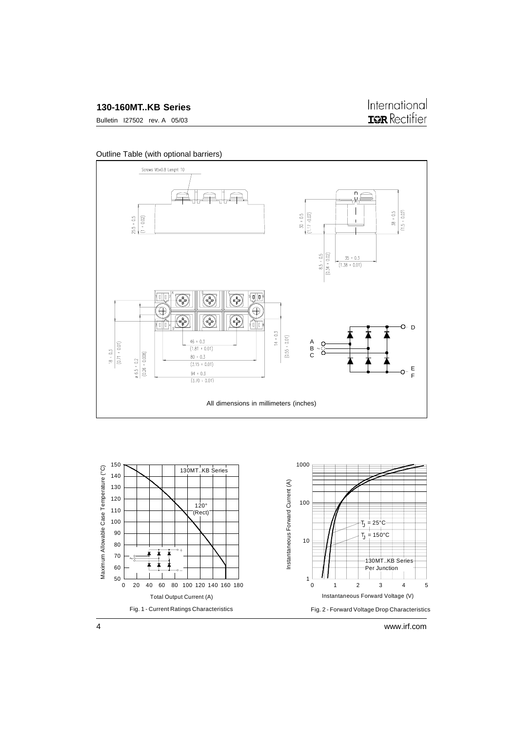## Outline Table (with optional barriers)

Screws M5x0.8 Lenght 10

25.5 ± 0.5
(1 ± 0.02)

30 ± 0.5
(1.17 ± 0.02)

38 ± 0.5
(1.5 ± 0.02)

8.5 ± 0.5
(0.34 ± 0.02)

35 ± 0.3
(1.38 ± 0.01)

18 ± 0.3
(0.71 ± 0.01)

ø 6.5 ± 0.2
(0.26 ± 0.008)

46 ± 0.3
(1.81 ± 0.01)

80 ± 0.3
(3.15 ± 0.01)

94 ± 0.3
(3.70 ± 0.01)

14 ± 0.3
(0.55 ± 0.01)

A
B
C
D
E
F

All dimensions in millimeters (inches)

130MT..KB Series

120°
(Rect)

Maximum Allowable Case Temperature (°C)

150
140
130
120
110
100
90
80
70
60
50

0 20 40 60 80 100 120 140 160 180

Total Output Current (A)

Fig. 1 - Current Ratings Characteristics

Instantaneous Forward Current (A)

1000
100
10
1

0 1 2 3 4 5

$T_J$ = 25°C

$T_J$ = 150°C

130MT..KB Series
Per Junction

Instantaneous Forward Voltage (V)

Fig. 2 - Forward Voltage Drop Characteristics